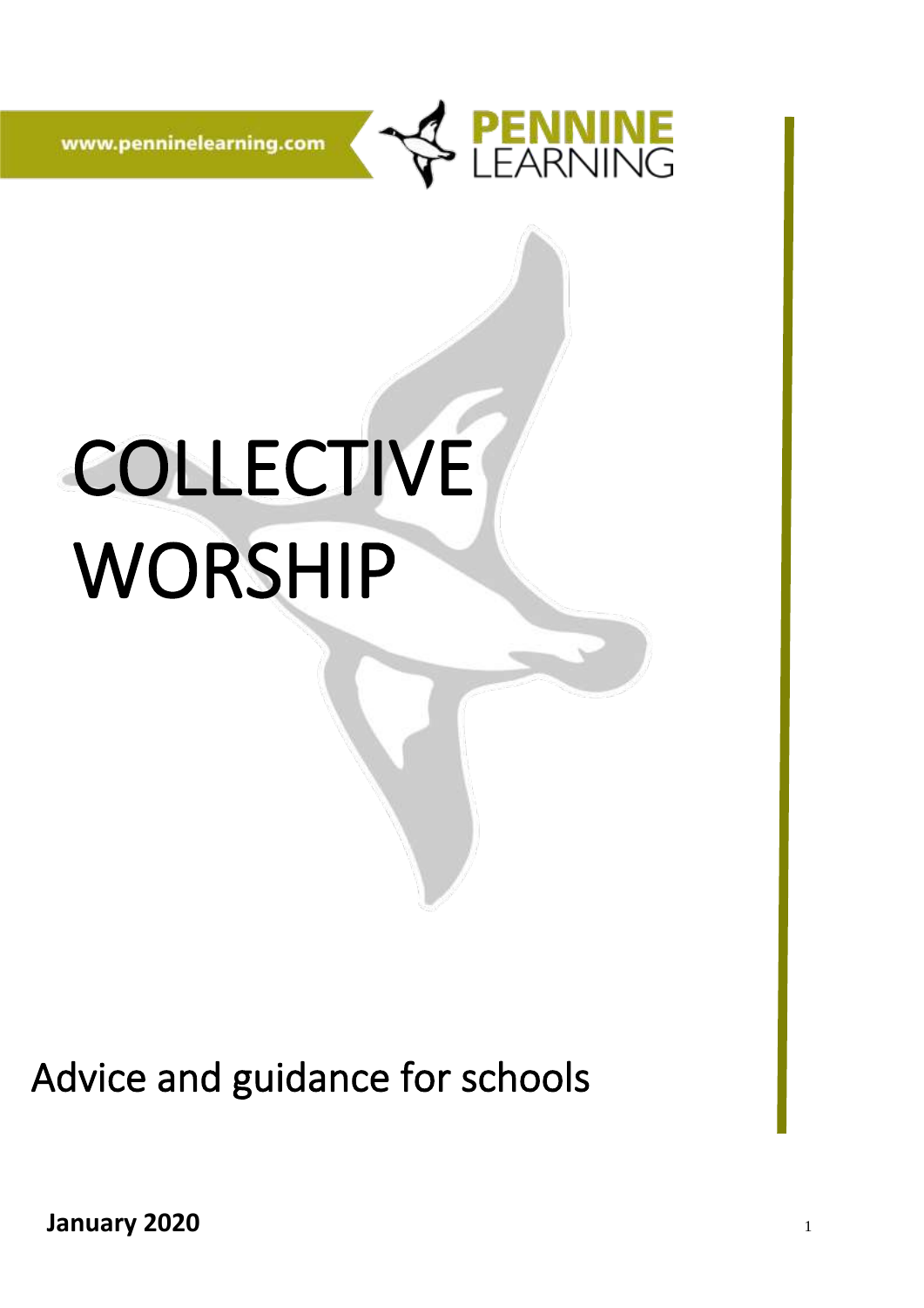www.penninelearning.com

PENNINE LEARNING

# COLLECTIVE WORSHIP

## Advice and guidance for schools

**January 2020**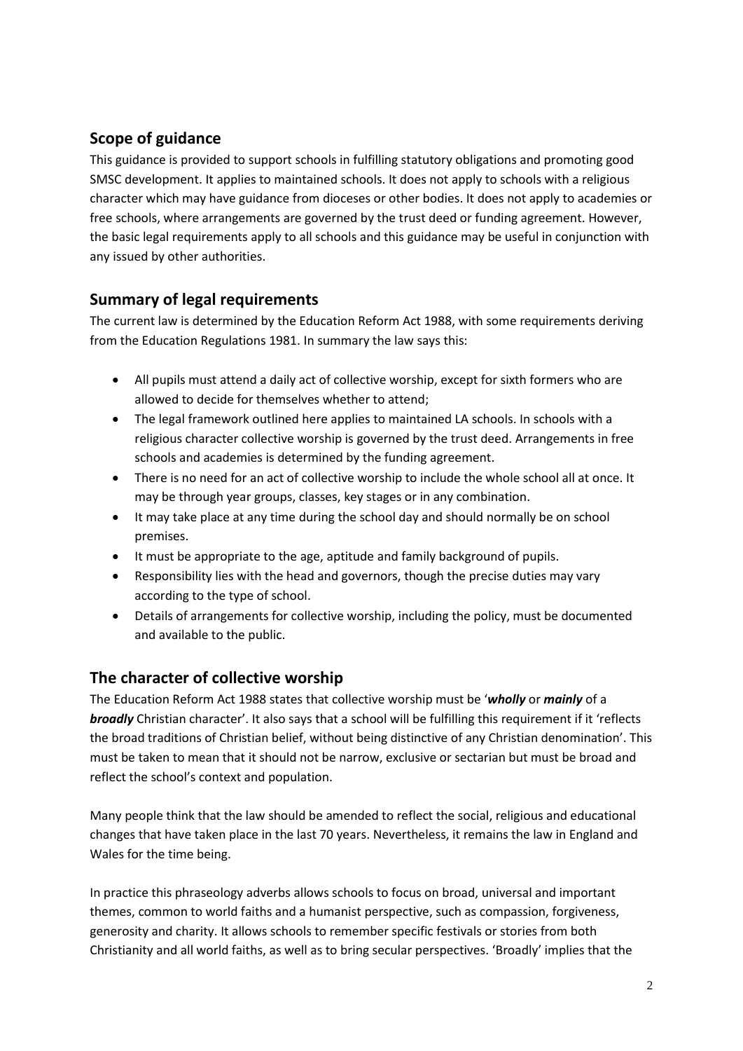## Scope of guidance

This guidance is provided to support schools in fulfilling statutory obligations and promoting good SMSC development. It applies to maintained schools. It does not apply to schools with a religious character which may have guidance from dioceses or other bodies. It does not apply to academies or free schools, where arrangements are governed by the trust deed or funding agreement. However, the basic legal requirements apply to all schools and this guidance may be useful in conjunction with any issued by other authorities.

## Summary of legal requirements

The current law is determined by the Education Reform Act 1988, with some requirements deriving from the Education Regulations 1981. In summary the law says this:

- All pupils must attend a daily act of collective worship, except for sixth formers who are allowed to decide for themselves whether to attend;
- The legal framework outlined here applies to maintained LA schools. In schools with a religious character collective worship is governed by the trust deed. Arrangements in free schools and academies is determined by the funding agreement.
- There is no need for an act of collective worship to include the whole school all at once. It may be through year groups, classes, key stages or in any combination.
- It may take place at any time during the school day and should normally be on school premises.
- It must be appropriate to the age, aptitude and family background of pupils.
- Responsibility lies with the head and governors, though the precise duties may vary according to the type of school.
- Details of arrangements for collective worship, including the policy, must be documented and available to the public.

## The character of collective worship

The Education Reform Act 1988 states that collective worship must be '***wholly*** or ***mainly*** of a ***broadly*** Christian character'. It also says that a school will be fulfilling this requirement if it 'reflects the broad traditions of Christian belief, without being distinctive of any Christian denomination'. This must be taken to mean that it should not be narrow, exclusive or sectarian but must be broad and reflect the school's context and population.

Many people think that the law should be amended to reflect the social, religious and educational changes that have taken place in the last 70 years. Nevertheless, it remains the law in England and Wales for the time being.

In practice this phraseology adverbs allows schools to focus on broad, universal and important themes, common to world faiths and a humanist perspective, such as compassion, forgiveness, generosity and charity. It allows schools to remember specific festivals or stories from both Christianity and all world faiths, as well as to bring secular perspectives. 'Broadly' implies that the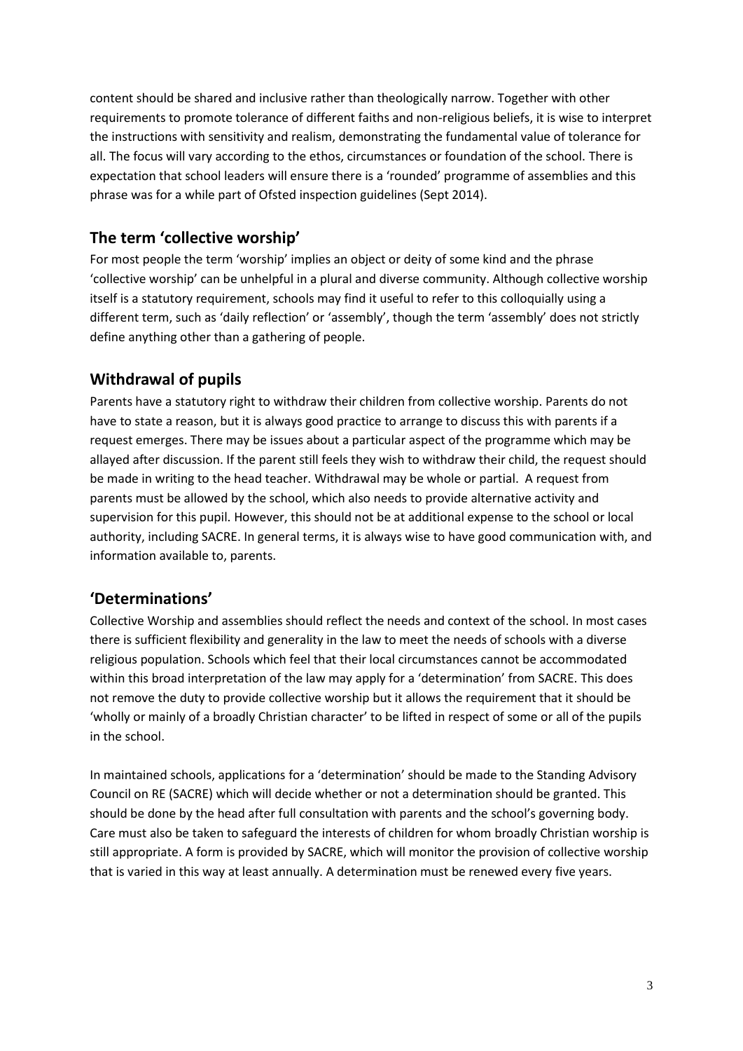content should be shared and inclusive rather than theologically narrow. Together with other requirements to promote tolerance of different faiths and non-religious beliefs, it is wise to interpret the instructions with sensitivity and realism, demonstrating the fundamental value of tolerance for all. The focus will vary according to the ethos, circumstances or foundation of the school. There is expectation that school leaders will ensure there is a 'rounded' programme of assemblies and this phrase was for a while part of Ofsted inspection guidelines (Sept 2014).

## The term 'collective worship'

For most people the term 'worship' implies an object or deity of some kind and the phrase 'collective worship' can be unhelpful in a plural and diverse community. Although collective worship itself is a statutory requirement, schools may find it useful to refer to this colloquially using a different term, such as 'daily reflection' or 'assembly', though the term 'assembly' does not strictly define anything other than a gathering of people.

## Withdrawal of pupils

Parents have a statutory right to withdraw their children from collective worship. Parents do not have to state a reason, but it is always good practice to arrange to discuss this with parents if a request emerges. There may be issues about a particular aspect of the programme which may be allayed after discussion. If the parent still feels they wish to withdraw their child, the request should be made in writing to the head teacher. Withdrawal may be whole or partial. A request from parents must be allowed by the school, which also needs to provide alternative activity and supervision for this pupil. However, this should not be at additional expense to the school or local authority, including SACRE. In general terms, it is always wise to have good communication with, and information available to, parents.

## 'Determinations'

Collective Worship and assemblies should reflect the needs and context of the school. In most cases there is sufficient flexibility and generality in the law to meet the needs of schools with a diverse religious population. Schools which feel that their local circumstances cannot be accommodated within this broad interpretation of the law may apply for a 'determination' from SACRE. This does not remove the duty to provide collective worship but it allows the requirement that it should be 'wholly or mainly of a broadly Christian character' to be lifted in respect of some or all of the pupils in the school.

In maintained schools, applications for a 'determination' should be made to the Standing Advisory Council on RE (SACRE) which will decide whether or not a determination should be granted. This should be done by the head after full consultation with parents and the school's governing body. Care must also be taken to safeguard the interests of children for whom broadly Christian worship is still appropriate. A form is provided by SACRE, which will monitor the provision of collective worship that is varied in this way at least annually. A determination must be renewed every five years.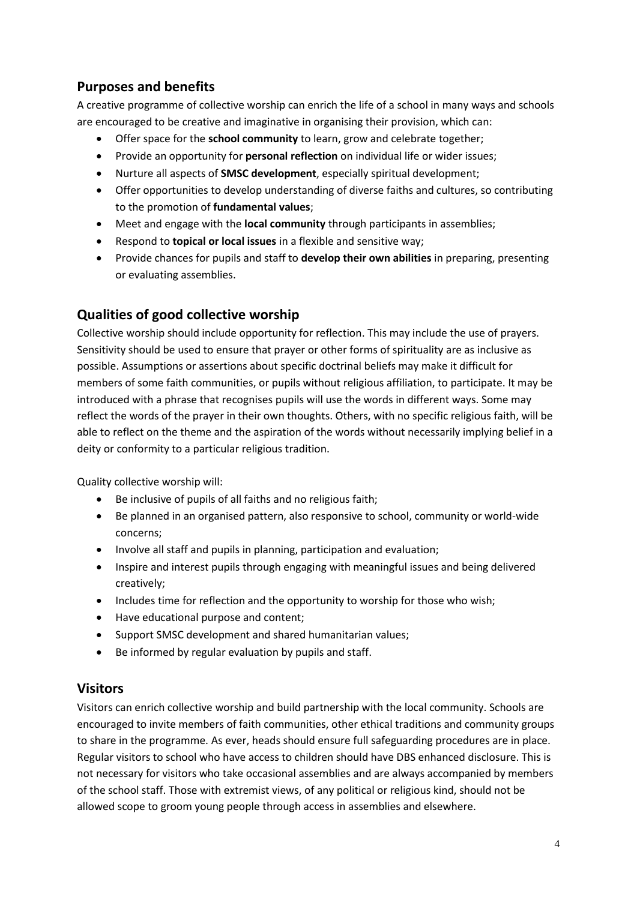## Purposes and benefits

A creative programme of collective worship can enrich the life of a school in many ways and schools are encouraged to be creative and imaginative in organising their provision, which can:

- Offer space for the **school community** to learn, grow and celebrate together;
- Provide an opportunity for **personal reflection** on individual life or wider issues;
- Nurture all aspects of **SMSC development**, especially spiritual development;
- Offer opportunities to develop understanding of diverse faiths and cultures, so contributing to the promotion of **fundamental values**;
- Meet and engage with the **local community** through participants in assemblies;
- Respond to **topical or local issues** in a flexible and sensitive way;
- Provide chances for pupils and staff to **develop their own abilities** in preparing, presenting or evaluating assemblies.

## Qualities of good collective worship

Collective worship should include opportunity for reflection. This may include the use of prayers. Sensitivity should be used to ensure that prayer or other forms of spirituality are as inclusive as possible. Assumptions or assertions about specific doctrinal beliefs may make it difficult for members of some faith communities, or pupils without religious affiliation, to participate. It may be introduced with a phrase that recognises pupils will use the words in different ways. Some may reflect the words of the prayer in their own thoughts. Others, with no specific religious faith, will be able to reflect on the theme and the aspiration of the words without necessarily implying belief in a deity or conformity to a particular religious tradition.

Quality collective worship will:

- Be inclusive of pupils of all faiths and no religious faith;
- Be planned in an organised pattern, also responsive to school, community or world-wide concerns;
- Involve all staff and pupils in planning, participation and evaluation;
- Inspire and interest pupils through engaging with meaningful issues and being delivered creatively;
- Includes time for reflection and the opportunity to worship for those who wish;
- Have educational purpose and content;
- Support SMSC development and shared humanitarian values;
- Be informed by regular evaluation by pupils and staff.

## Visitors

Visitors can enrich collective worship and build partnership with the local community. Schools are encouraged to invite members of faith communities, other ethical traditions and community groups to share in the programme. As ever, heads should ensure full safeguarding procedures are in place. Regular visitors to school who have access to children should have DBS enhanced disclosure. This is not necessary for visitors who take occasional assemblies and are always accompanied by members of the school staff. Those with extremist views, of any political or religious kind, should not be allowed scope to groom young people through access in assemblies and elsewhere.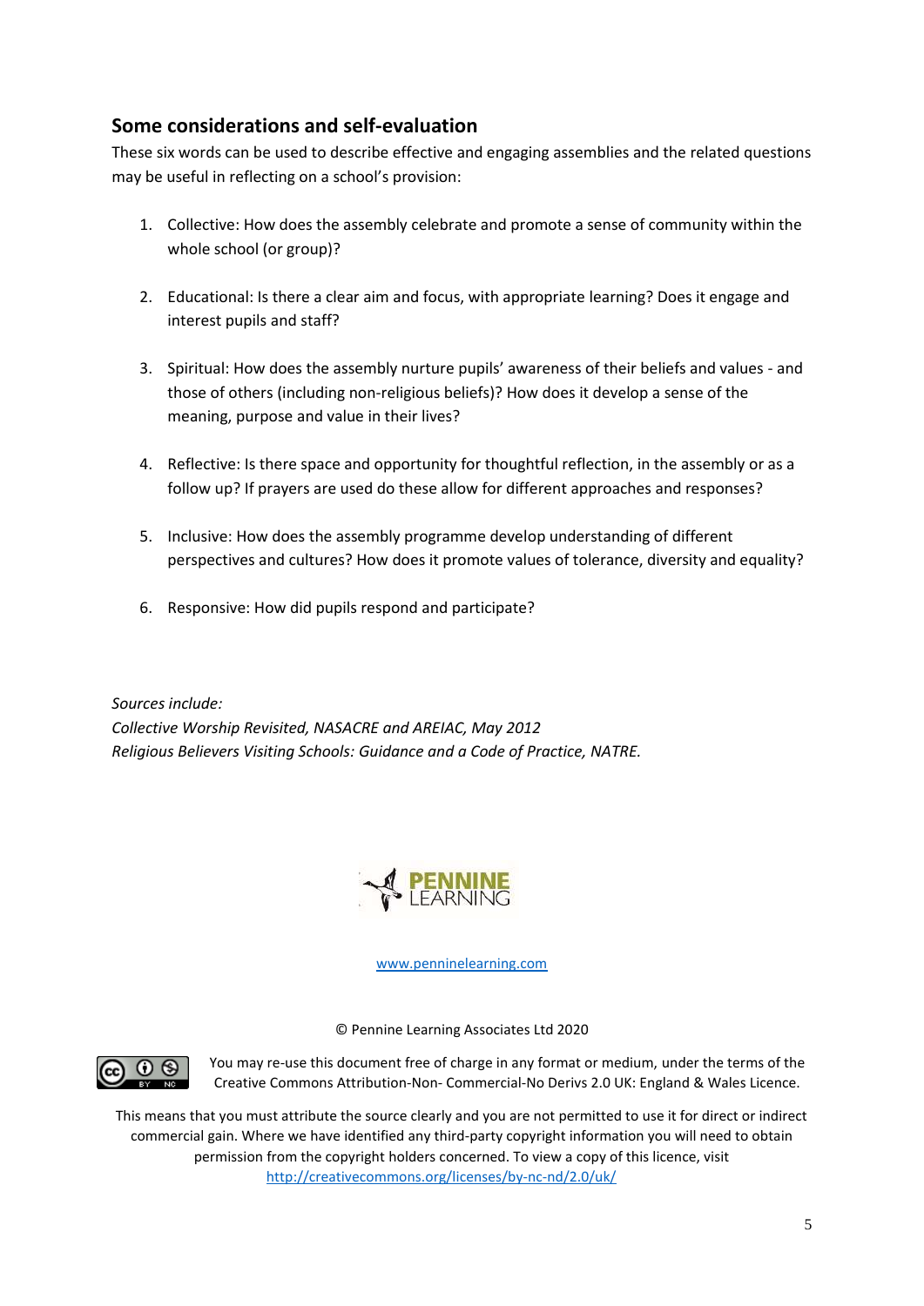## Some considerations and self-evaluation

These six words can be used to describe effective and engaging assemblies and the related questions may be useful in reflecting on a school's provision:

1. Collective: How does the assembly celebrate and promote a sense of community within the whole school (or group)?
2. Educational: Is there a clear aim and focus, with appropriate learning? Does it engage and interest pupils and staff?
3. Spiritual: How does the assembly nurture pupils' awareness of their beliefs and values - and those of others (including non-religious beliefs)? How does it develop a sense of the meaning, purpose and value in their lives?
4. Reflective: Is there space and opportunity for thoughtful reflection, in the assembly or as a follow up? If prayers are used do these allow for different approaches and responses?
5. Inclusive: How does the assembly programme develop understanding of different perspectives and cultures? How does it promote values of tolerance, diversity and equality?
6. Responsive: How did pupils respond and participate?

*Sources include:*
*Collective Worship Revisited, NASACRE and AREIAC, May 2012*
*Religious Believers Visiting Schools: Guidance and a Code of Practice, NATRE.*

PENNINE LEARNING

www.penninelearning.com

© Pennine Learning Associates Ltd 2020

You may re-use this document free of charge in any format or medium, under the terms of the Creative Commons Attribution-Non- Commercial-No Derivs 2.0 UK: England & Wales Licence.

This means that you must attribute the source clearly and you are not permitted to use it for direct or indirect commercial gain. Where we have identified any third-party copyright information you will need to obtain permission from the copyright holders concerned. To view a copy of this licence, visit http://creativecommons.org/licenses/by-nc-nd/2.0/uk/